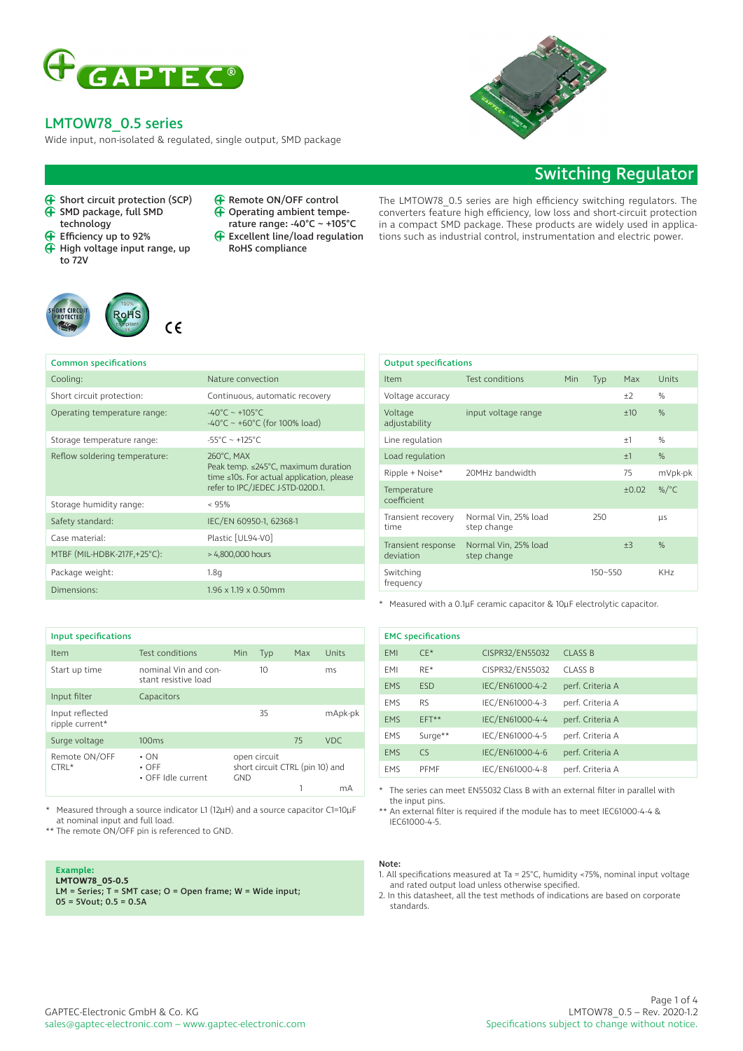# LMTOW78_0.5 series

Wide input, non-isolated & regulated, single output, SMD package

## Switching Regulator

- Short circuit protection (SCP)
- SMD package, full SMD technology
- Efficiency up to 92%
- High voltage input range, up to 72V
- Remote ON/OFF control
- Operating ambient temperature range: -40°C ~ +105°C
- Excellent line/load regulation RoHS compliance

The LMTOW78_0.5 series are high efficiency switching regulators. The converters feature high efficiency, low loss and short-circuit protection in a compact SMD package. These products are widely used in applications such as industrial control, instrumentation and electric power.

| Common specifications | |
|---|---|
| Cooling: | Nature convection |
| Short circuit protection: | Continuous, automatic recovery |
| Operating temperature range: | -40°C ~ +105°C<br>-40°C ~ +60°C (for 100% load) |
| Storage temperature range: | -55°C ~ +125°C |
| Reflow soldering temperature: | 260°C, MAX<br>Peak temp. ≤245°C, maximum duration time ≤10s. For actual application, please refer to IPC/JEDEC J-STD-020D.1. |
| Storage humidity range: | < 95% |
| Safety standard: | IEC/EN 60950-1, 62368-1 |
| Case material: | Plastic [UL94-V0] |
| MTBF (MIL-HDBK-217F,+25°C): | > 4,800,000 hours |
| Package weight: | 1.8g |
| Dimensions: | 1.96 x 1.19 x 0.50mm |

**Output specifications**

| Item | Test conditions | Min | Typ | Max | Units |
|---|---|---|---|---|---|
| Voltage accuracy | | | | ±2 | % |
| Voltage adjustability | input voltage range | | | ±10 | % |
| Line regulation | | | | ±1 | % |
| Load regulation | | | | ±1 | % |
| Ripple + Noise* | 20MHz bandwidth | | | 75 | mVpk-pk |
| Temperature coefficient | | | | ±0.02 | %/°C |
| Transient recovery time | Normal Vin, 25% load step change | | 250 | | µs |
| Transient response deviation | Normal Vin, 25% load step change | | | ±3 | % |
| Switching frequency | | | 150~550 | | KHz |

\* Measured with a 0.1µF ceramic capacitor & 10µF electrolytic capacitor.

**Input specifications**

| Item | Test conditions | Min | Typ | Max | Units |
|---|---|---|---|---|---|
| Start up time | nominal Vin and constant resistive load | | 10 | | ms |
| Input filter | Capacitors | | | | |
| Input reflected ripple current* | | | 35 | | mApk-pk |
| Surge voltage | 100ms | | | 75 | VDC |
| Remote ON/OFF CTRL* | • ON<br>• OFF<br>• OFF Idle current | open circuit<br>short circuit CTRL (pin 10) and GND | | 1 | mA |

\* Measured through a source indicator L1 (12µH) and a source capacitor C1=10µF at nominal input and full load.
\*\* The remote ON/OFF pin is referenced to GND.

**EMC specifications**

| | | | |
|---|---|---|---|
| EMI | CE* | CISPR32/EN55032 | CLASS B |
| EMI | RE* | CISPR32/EN55032 | CLASS B |
| EMS | ESD | IEC/EN61000-4-2 | perf. Criteria A |
| EMS | RS | IEC/EN61000-4-3 | perf. Criteria A |
| EMS | EFT** | IEC/EN61000-4-4 | perf. Criteria A |
| EMS | Surge** | IEC/EN61000-4-5 | perf. Criteria A |
| EMS | CS | IEC/EN61000-4-6 | perf. Criteria A |
| EMS | PFMF | IEC/EN61000-4-8 | perf. Criteria A |

\* The series can meet EN55032 Class B with an external filter in parallel with the input pins.
\*\* An external filter is required if the module has to meet IEC61000-4-4 & IEC61000-4-5.

**Example:**
**LMTOW78_05-0.5**
**LM = Series; T = SMT case; O = Open frame; W = Wide input;**
**05 = 5Vout; 0.5 = 0.5A**

**Note:**
1. All specifications measured at Ta = 25°C, humidity <75%, nominal input voltage and rated output load unless otherwise specified.
2. In this datasheet, all the test methods of indications are based on corporate standards.

GAPTEC-Electronic GmbH & Co. KG
sales@gaptec-electronic.com – www.gaptec-electronic.com

LMTOW78_0.5 – Rev. 2020-1.2
Specifications subject to change without notice.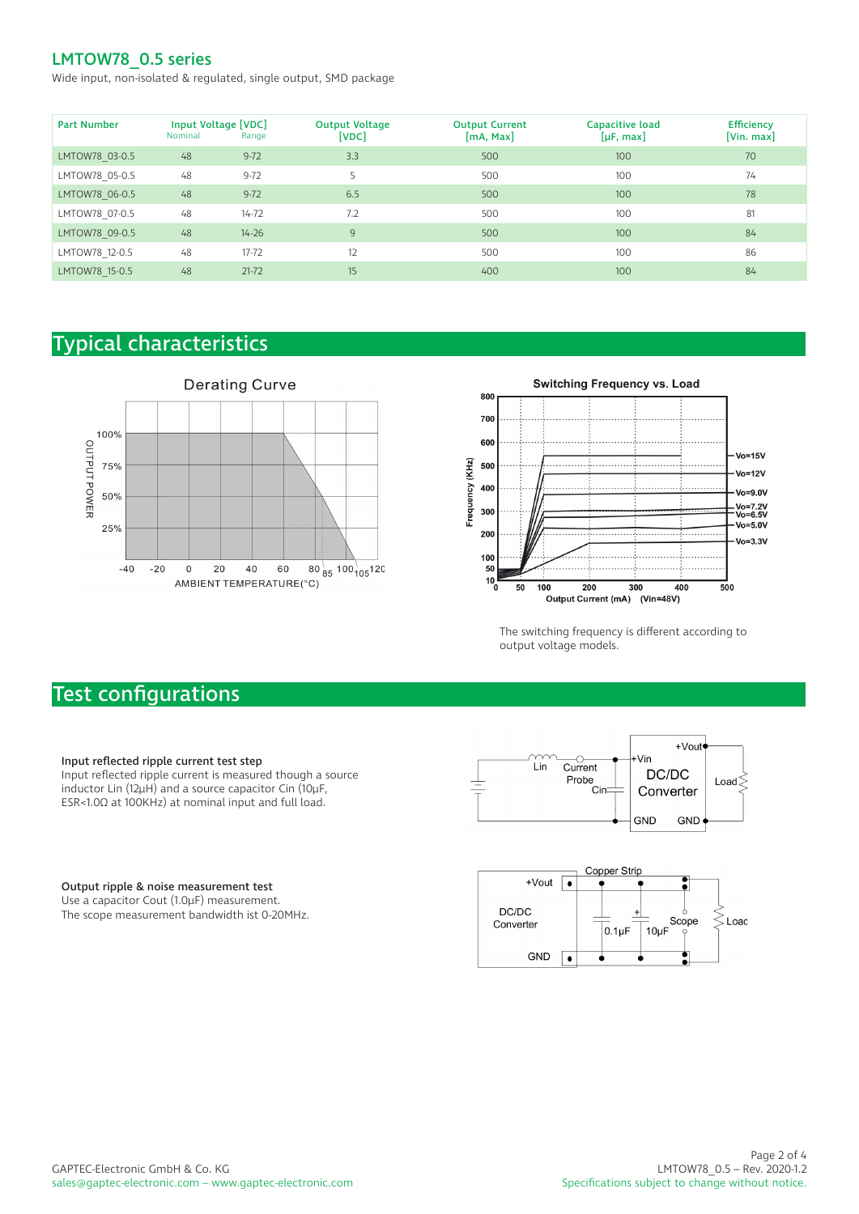## LMTOW78_0.5 series

Wide input, non-isolated & regulated, single output, SMD package

| Part Number | Input Voltage [VDC] Nominal | Input Voltage [VDC] Range | Output Voltage [VDC] | Output Current [mA, Max] | Capacitive load [µF, max] | Efficiency [Vin. max] |
|---|---|---|---|---|---|---|
| LMTOW78_03-0.5 | 48 | 9-72 | 3.3 | 500 | 100 | 70 |
| LMTOW78_05-0.5 | 48 | 9-72 | 5 | 500 | 100 | 74 |
| LMTOW78_06-0.5 | 48 | 9-72 | 6.5 | 500 | 100 | 78 |
| LMTOW78_07-0.5 | 48 | 14-72 | 7.2 | 500 | 100 | 81 |
| LMTOW78_09-0.5 | 48 | 14-26 | 9 | 500 | 100 | 84 |
| LMTOW78_12-0.5 | 48 | 17-72 | 12 | 500 | 100 | 86 |
| LMTOW78_15-0.5 | 48 | 21-72 | 15 | 400 | 100 | 84 |

# Typical characteristics

Derating Curve

Switching Frequency vs. Load

The switching frequency is different according to output voltage models.

# Test configurations

**Input reflected ripple current test step**
Input reflected ripple current is measured though a source inductor Lin (12µH) and a source capacitor Cin (10µF, ESR<1.0Ω at 100KHz) at nominal input and full load.

**Output ripple & noise measurement test**
Use a capacitor Cout (1.0µF) measurement.
The scope measurement bandwidth ist 0-20MHz.

GAPTEC-Electronic GmbH & Co. KG
sales@gaptec-electronic.com – www.gaptec-electronic.com

LMTOW78_0.5 – Rev. 2020-1.2
Specifications subject to change without notice.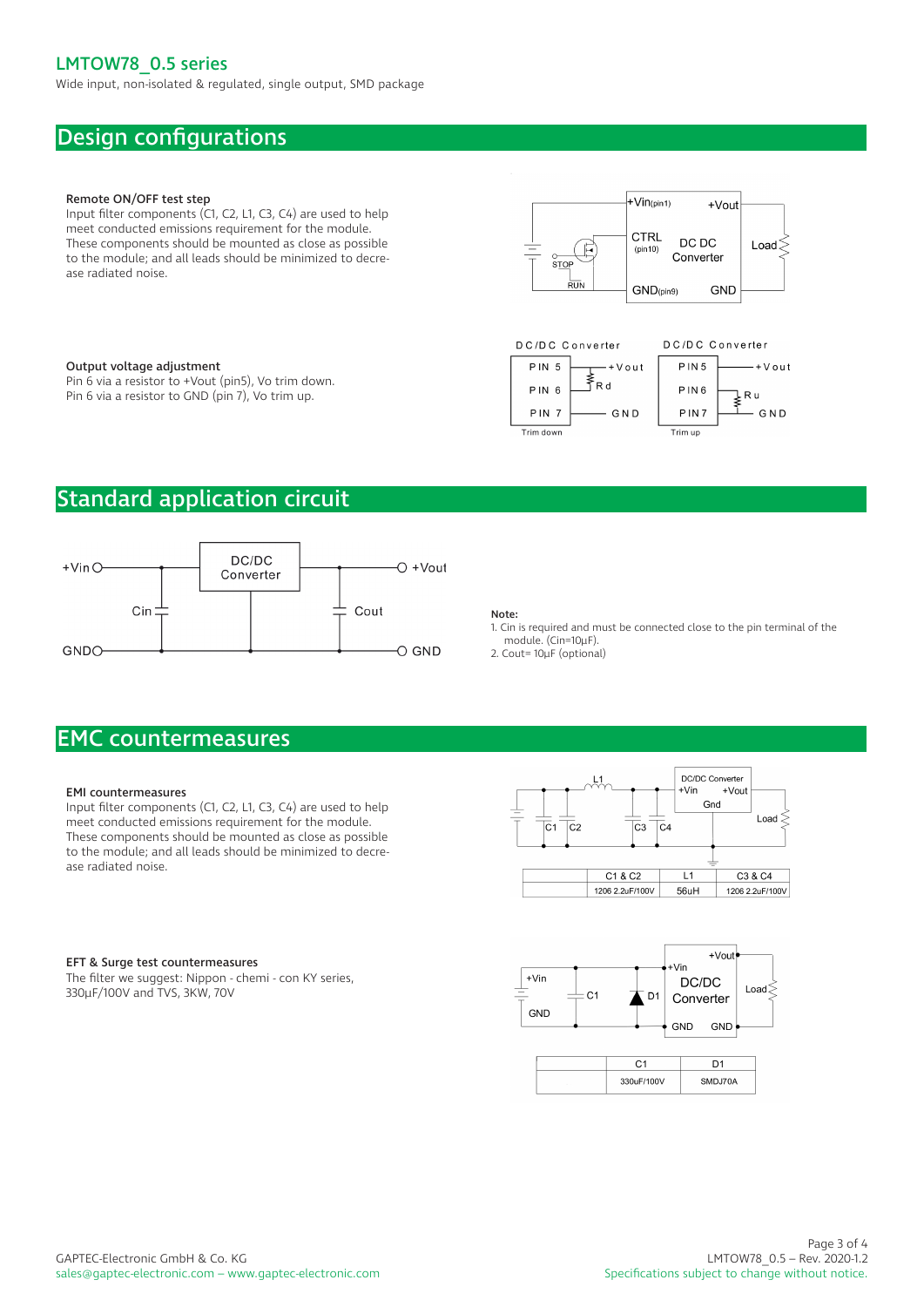## Design configurations

**Remote ON/OFF test step**

Input filter components (C1, C2, L1, C3, C4) are used to help meet conducted emissions requirement for the module. These components should be mounted as close as possible to the module; and all leads should be minimized to decrease radiated noise.

**Output voltage adjustment**

Pin 6 via a resistor to +Vout (pin5), Vo trim down.
Pin 6 via a resistor to GND (pin 7), Vo trim up.

## Standard application circuit

**Note:**

1. Cin is required and must be connected close to the pin terminal of the module. (Cin=10µF).
2. Cout= 10µF (optional)

## EMC countermeasures

**EMI countermeasures**

Input filter components (C1, C2, L1, C3, C4) are used to help meet conducted emissions requirement for the module. These components should be mounted as close as possible to the module; and all leads should be minimized to decrease radiated noise.

| | C1 & C2 | L1 | C3 & C4 |
|---|---|---|---|
| | 1206 2.2uF/100V | 56uH | 1206 2.2uF/100V |

**EFT & Surge test countermeasures**

The filter we suggest: Nippon - chemi - con KY series, 330µF/100V and TVS, 3KW, 70V

| | C1 | D1 |
|---|---|---|
| | 330uF/100V | SMDJ70A |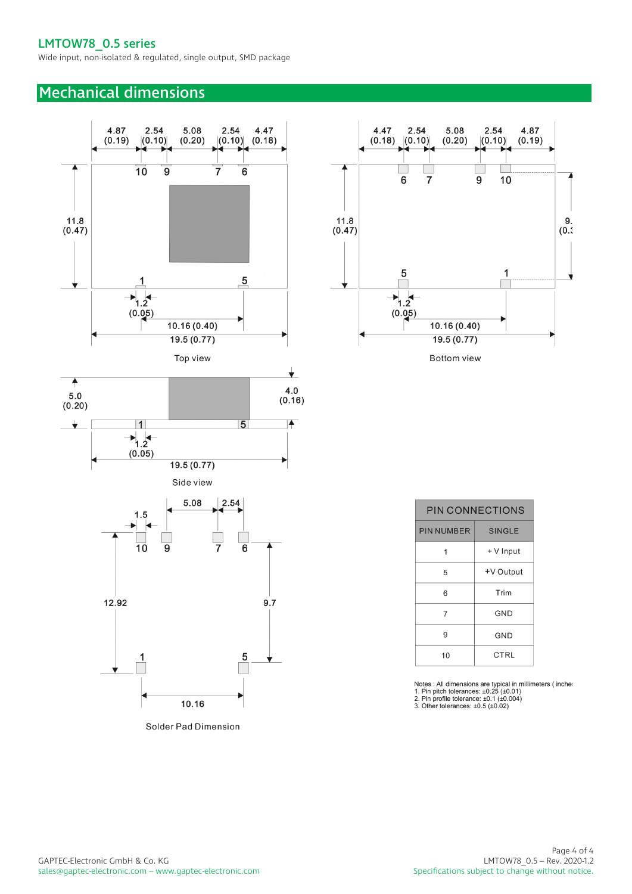# Mechanical dimensions

4.87 (0.19) 2.54 (0.10) 5.08 (0.20) 2.54 (0.10) 4.47 (0.18)

10 9 7 6

11.8 (0.47)

1 5

1.2 (0.05)

10.16 (0.40)

19.5 (0.77)

Top view

4.47 (0.18) 2.54 (0.10) 5.08 (0.20) 2.54 (0.10) 4.87 (0.19)

6 7 9 10

11.8 (0.47)

9. (0.:

5 1

1.2 (0.05)

10.16 (0.40)

19.5 (0.77)

Bottom view

5.0 (0.20)

4.0 (0.16)

1 5

1.2 (0.05)

19.5 (0.77)

Side view

1.5 5.08 2.54

10 9 7 6

12.92

9.7

1 5

10.16

Solder Pad Dimension

| PIN CONNECTIONS | |
|---|---|
| PIN NUMBER | SINGLE |
| 1 | + V Input |
| 5 | +V Output |
| 6 | Trim |
| 7 | GND |
| 9 | GND |
| 10 | CTRL |

Notes : All dimensions are typical in millimeters ( inche
1. Pin pitch tolerances: ±0.25 (±0.01)
2. Pin profile tolerance: ±0.1 (±0.004)
3. Other tolerances: ±0.5 (±0.02)